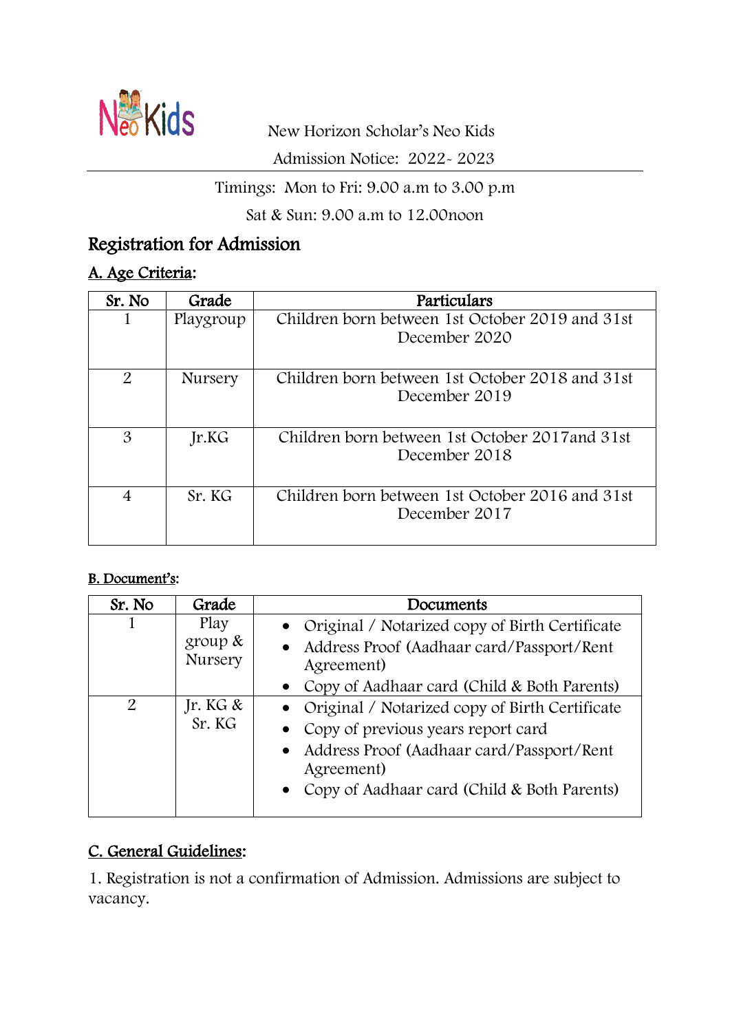New Horizon Scholar's Neo Kids

Admission Notice: 2022- 2023

Timings: Mon to Fri: 9.00 a.m to 3.00 p.m

Sat & Sun: 9.00 a.m to 12.00noon

# Registration for Admission

## A. Age Criteria:

| Sr. No | Grade | Particulars |
|---|---|---|
| 1 | Playgroup | Children born between 1st October 2019 and 31st December 2020 |
| 2 | Nursery | Children born between 1st October 2018 and 31st December 2019 |
| 3 | Jr.KG | Children born between 1st October 2017and 31st December 2018 |
| 4 | Sr. KG | Children born between 1st October 2016 and 31st December 2017 |

## B. Document's:

| Sr. No | Grade | Documents |
|---|---|---|
| 1 | Play group & Nursery | • Original / Notarized copy of Birth Certificate<br>• Address Proof (Aadhaar card/Passport/Rent Agreement)<br>• Copy of Aadhaar card (Child & Both Parents) |
| 2 | Jr. KG & Sr. KG | • Original / Notarized copy of Birth Certificate<br>• Copy of previous years report card<br>• Address Proof (Aadhaar card/Passport/Rent Agreement)<br>• Copy of Aadhaar card (Child & Both Parents) |

## C. General Guidelines:

1. Registration is not a confirmation of Admission. Admissions are subject to vacancy.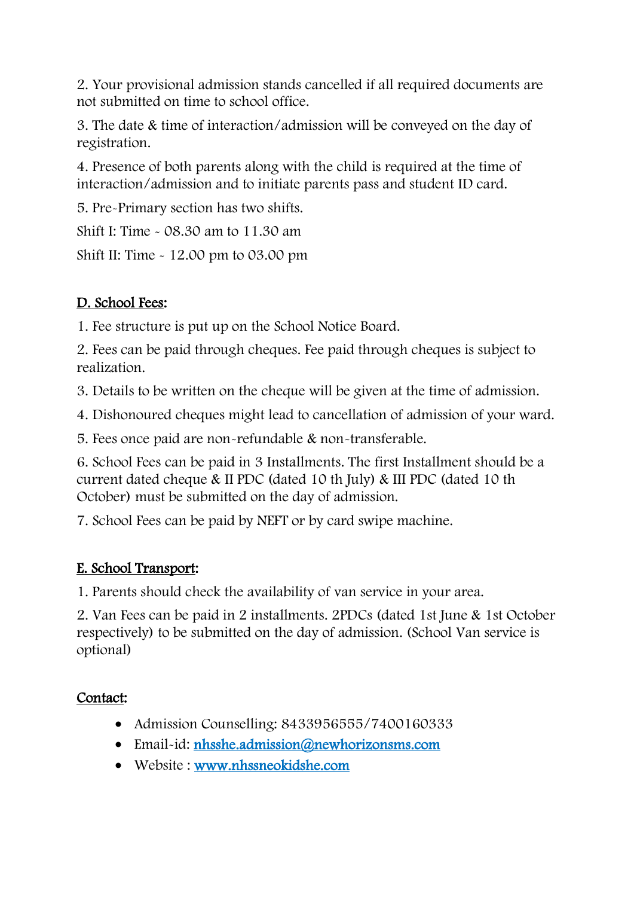2. Your provisional admission stands cancelled if all required documents are not submitted on time to school office.

3. The date & time of interaction/admission will be conveyed on the day of registration.

4. Presence of both parents along with the child is required at the time of interaction/admission and to initiate parents pass and student ID card.

5. Pre-Primary section has two shifts.

Shift I: Time - 08.30 am to 11.30 am

Shift II: Time - 12.00 pm to 03.00 pm

## D. School Fees:

1. Fee structure is put up on the School Notice Board.

2. Fees can be paid through cheques. Fee paid through cheques is subject to realization.

3. Details to be written on the cheque will be given at the time of admission.

4. Dishonoured cheques might lead to cancellation of admission of your ward.

5. Fees once paid are non-refundable & non-transferable.

6. School Fees can be paid in 3 Installments. The first Installment should be a current dated cheque & II PDC (dated 10 th July) & III PDC (dated 10 th October) must be submitted on the day of admission.

7. School Fees can be paid by NEFT or by card swipe machine.

## E. School Transport:

1. Parents should check the availability of van service in your area.

2. Van Fees can be paid in 2 installments. 2PDCs (dated 1st June & 1st October respectively) to be submitted on the day of admission. (School Van service is optional)

## Contact:

- Admission Counselling: 8433956555/7400160333
- Email-id: nhsshe.admission@newhorizonsms.com
- Website : www.nhssneokidshe.com